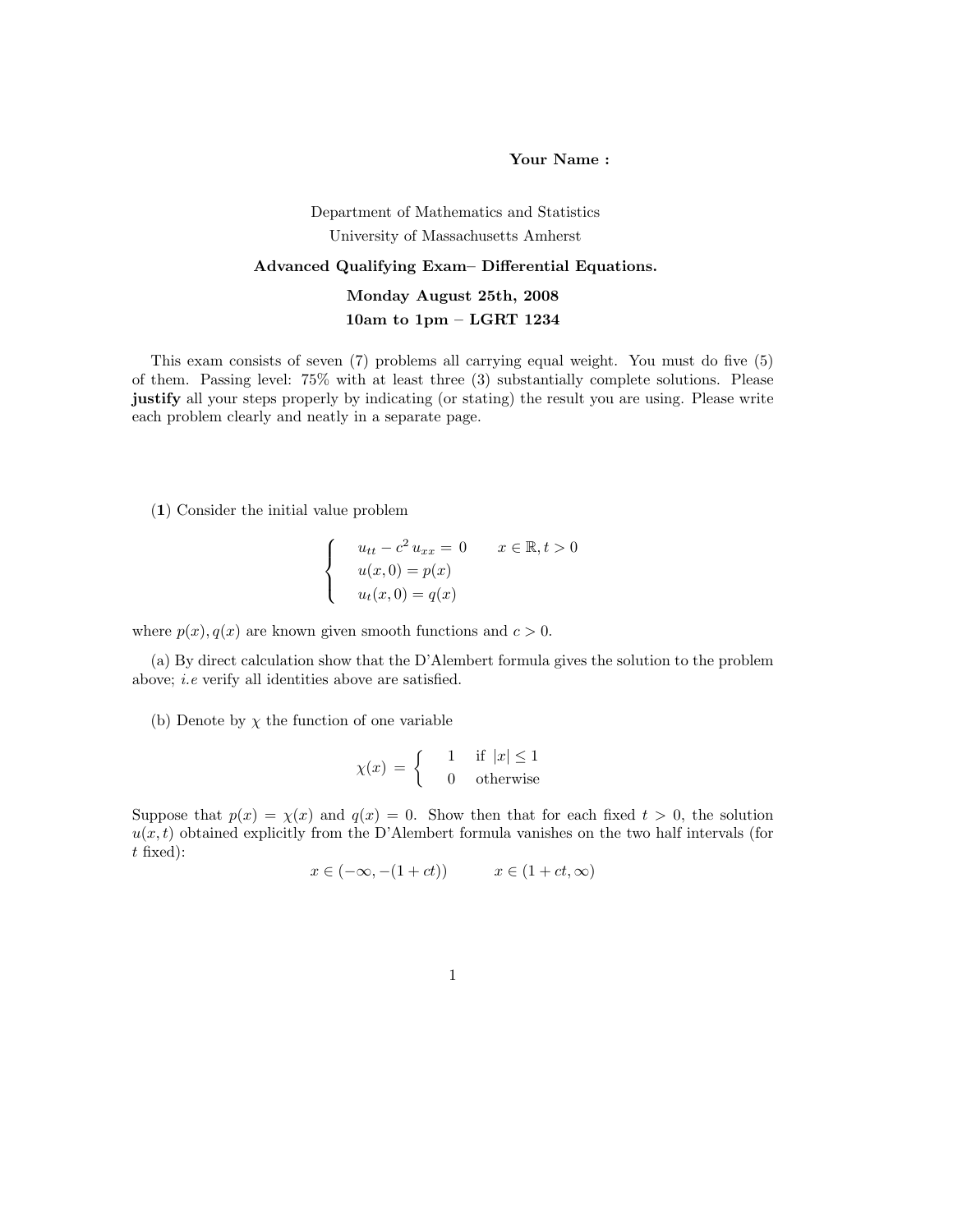**Your Name :**

Department of Mathematics and Statistics
University of Massachusetts Amherst

**Advanced Qualifying Exam– Differential Equations.**

**Monday August 25th, 2008**

**10am to 1pm – LGRT 1234**

This exam consists of seven (7) problems all carrying equal weight. You must do five (5) of them. Passing level: 75% with at least three (3) substantially complete solutions. Please **justify** all your steps properly by indicating (or stating) the result you are using. Please write each problem clearly and neatly in a separate page.

(**1**) Consider the initial value problem

$$\begin{cases} u_{tt} - c^2\, u_{xx} = 0 \qquad x \in \mathbb{R}, t > 0 \\ u(x, 0) = p(x) \\ u_t(x, 0) = q(x) \end{cases}$$

where $p(x), q(x)$ are known given smooth functions and $c > 0$.

(a) By direct calculation show that the D'Alembert formula gives the solution to the problem above; *i.e* verify all identities above are satisfied.

(b) Denote by $\chi$ the function of one variable

$$\chi(x) = \begin{cases} 1 & \text{if } |x| \leq 1 \\ 0 & \text{otherwise} \end{cases}$$

Suppose that $p(x) = \chi(x)$ and $q(x) = 0$. Show then that for each fixed $t > 0$, the solution $u(x, t)$ obtained explicitly from the D'Alembert formula vanishes on the two half intervals (for $t$ fixed):

$$x \in (-\infty, -(1 + ct)) \qquad x \in (1 + ct, \infty)$$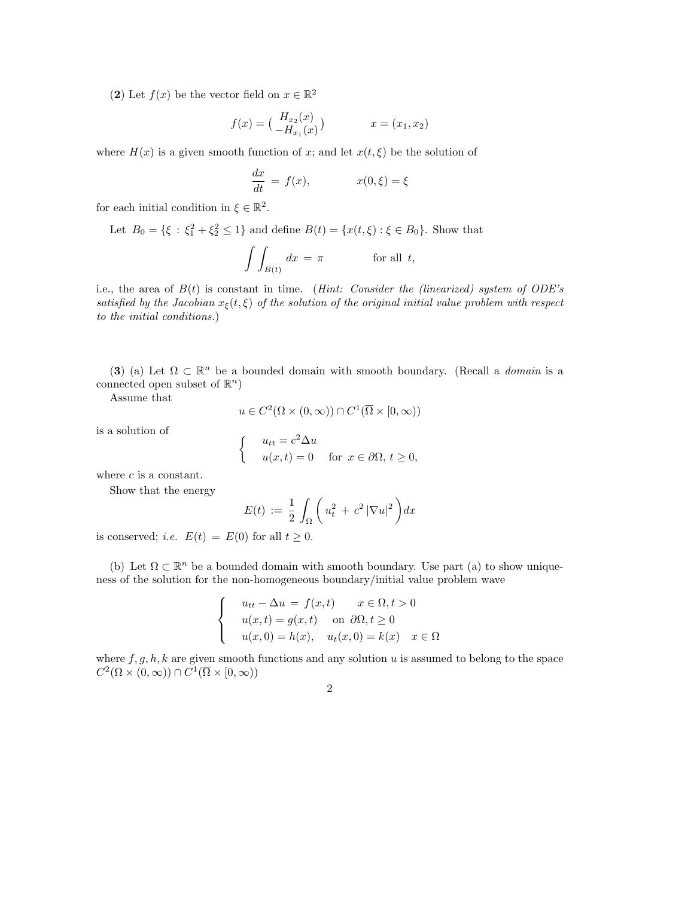**(2)** Let $f(x)$ be the vector field on $x \in \mathbb{R}^2$

$$f(x) = \begin{pmatrix} H_{x_2}(x) \\ -H_{x_1}(x) \end{pmatrix} \qquad\qquad x = (x_1, x_2)$$

where $H(x)$ is a given smooth function of $x$; and let $x(t, \xi)$ be the solution of

$$\frac{dx}{dt} = f(x), \qquad\qquad x(0, \xi) = \xi$$

for each initial condition in $\xi \in \mathbb{R}^2$.

Let $B_0 = \{\xi : \xi_1^2 + \xi_2^2 \leq 1\}$ and define $B(t) = \{x(t, \xi) : \xi \in B_0\}$. Show that

$$\int\int_{B(t)} dx = \pi \qquad\qquad \text{for all } t,$$

i.e., the area of $B(t)$ is constant in time. (*Hint: Consider the (linearized) system of ODE's satisfied by the Jacobian $x_\xi(t, \xi)$ of the solution of the original initial value problem with respect to the initial conditions.*)

**(3)** (a) Let $\Omega \subset \mathbb{R}^n$ be a bounded domain with smooth boundary. (Recall a *domain* is a connected open subset of $\mathbb{R}^n$)

Assume that

$$u \in C^2(\Omega \times (0, \infty)) \cap C^1(\overline{\Omega} \times [0, \infty))$$

is a solution of

$$\begin{cases} u_{tt} = c^2 \Delta u \\ u(x, t) = 0 \quad \text{for } x \in \partial\Omega,\ t \geq 0, \end{cases}$$

where $c$ is a constant.

Show that the energy

$$E(t) := \frac{1}{2} \int_\Omega \left( u_t^2 + c^2 \, |\nabla u|^2 \right) dx$$

is conserved; *i.e.* $E(t) = E(0)$ for all $t \geq 0$.

(b) Let $\Omega \subset \mathbb{R}^n$ be a bounded domain with smooth boundary. Use part (a) to show uniqueness of the solution for the non-homogeneous boundary/initial value problem wave

$$\begin{cases} u_{tt} - \Delta u = f(x, t) \qquad x \in \Omega, t > 0 \\ u(x, t) = g(x, t) \quad \text{on } \partial\Omega, t \geq 0 \\ u(x, 0) = h(x), \quad u_t(x, 0) = k(x) \quad x \in \Omega \end{cases}$$

where $f, g, h, k$ are given smooth functions and any solution $u$ is assumed to belong to the space $C^2(\Omega \times (0, \infty)) \cap C^1(\overline{\Omega} \times [0, \infty))$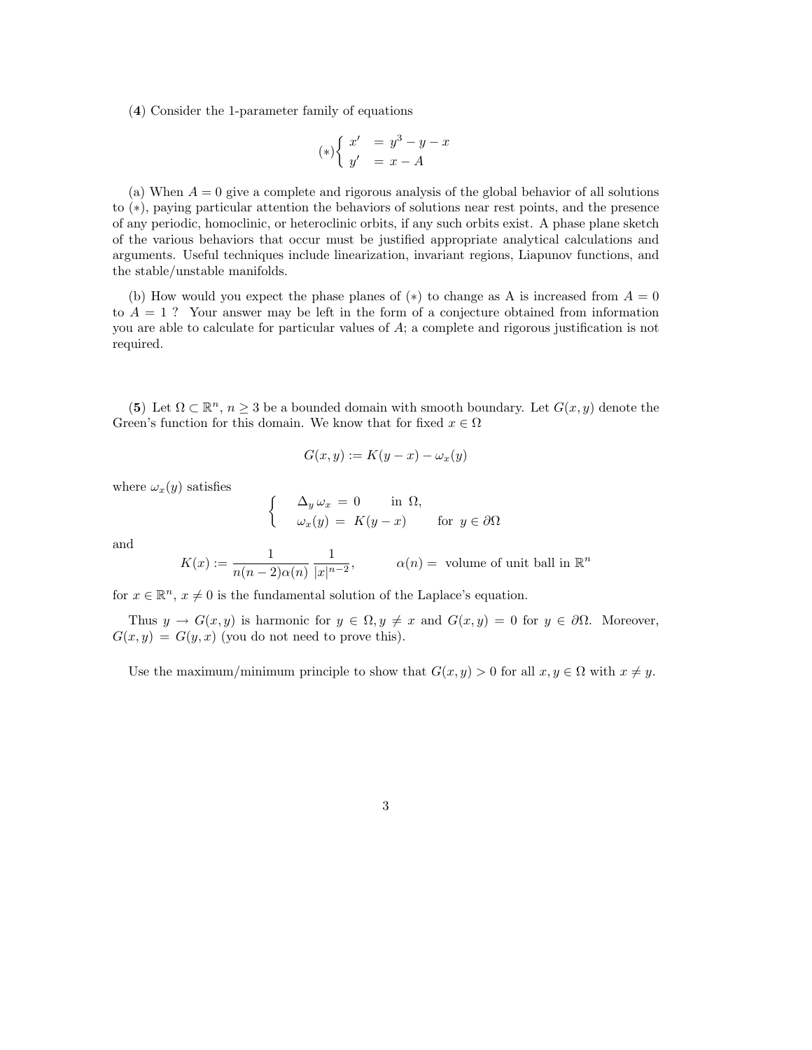(**4**) Consider the 1-parameter family of equations

$$(*)\begin{cases} x' &= y^3 - y - x \\ y' &= x - A \end{cases}$$

(a) When $A = 0$ give a complete and rigorous analysis of the global behavior of all solutions to $(*)$, paying particular attention the behaviors of solutions near rest points, and the presence of any periodic, homoclinic, or heteroclinic orbits, if any such orbits exist. A phase plane sketch of the various behaviors that occur must be justified appropriate analytical calculations and arguments. Useful techniques include linearization, invariant regions, Liapunov functions, and the stable/unstable manifolds.

(b) How would you expect the phase planes of $(*)$ to change as A is increased from $A = 0$ to $A = 1$ ? Your answer may be left in the form of a conjecture obtained from information you are able to calculate for particular values of $A$; a complete and rigorous justification is not required.

(**5**) Let $\Omega \subset \mathbb{R}^n$, $n \geq 3$ be a bounded domain with smooth boundary. Let $G(x, y)$ denote the Green's function for this domain. We know that for fixed $x \in \Omega$

$$G(x, y) := K(y - x) - \omega_x(y)$$

where $\omega_x(y)$ satisfies

$$\begin{cases} \Delta_y \, \omega_x = 0 & \text{in } \Omega, \\ \omega_x(y) = K(y - x) & \text{for } y \in \partial\Omega \end{cases}$$

and

$$K(x) := \frac{1}{n(n-2)\alpha(n)} \frac{1}{|x|^{n-2}}, \qquad \alpha(n) = \text{ volume of unit ball in } \mathbb{R}^n$$

for $x \in \mathbb{R}^n$, $x \neq 0$ is the fundamental solution of the Laplace's equation.

Thus $y \to G(x, y)$ is harmonic for $y \in \Omega, y \neq x$ and $G(x, y) = 0$ for $y \in \partial\Omega$. Moreover, $G(x, y) = G(y, x)$ (you do not need to prove this).

Use the maximum/minimum principle to show that $G(x, y) > 0$ for all $x, y \in \Omega$ with $x \neq y$.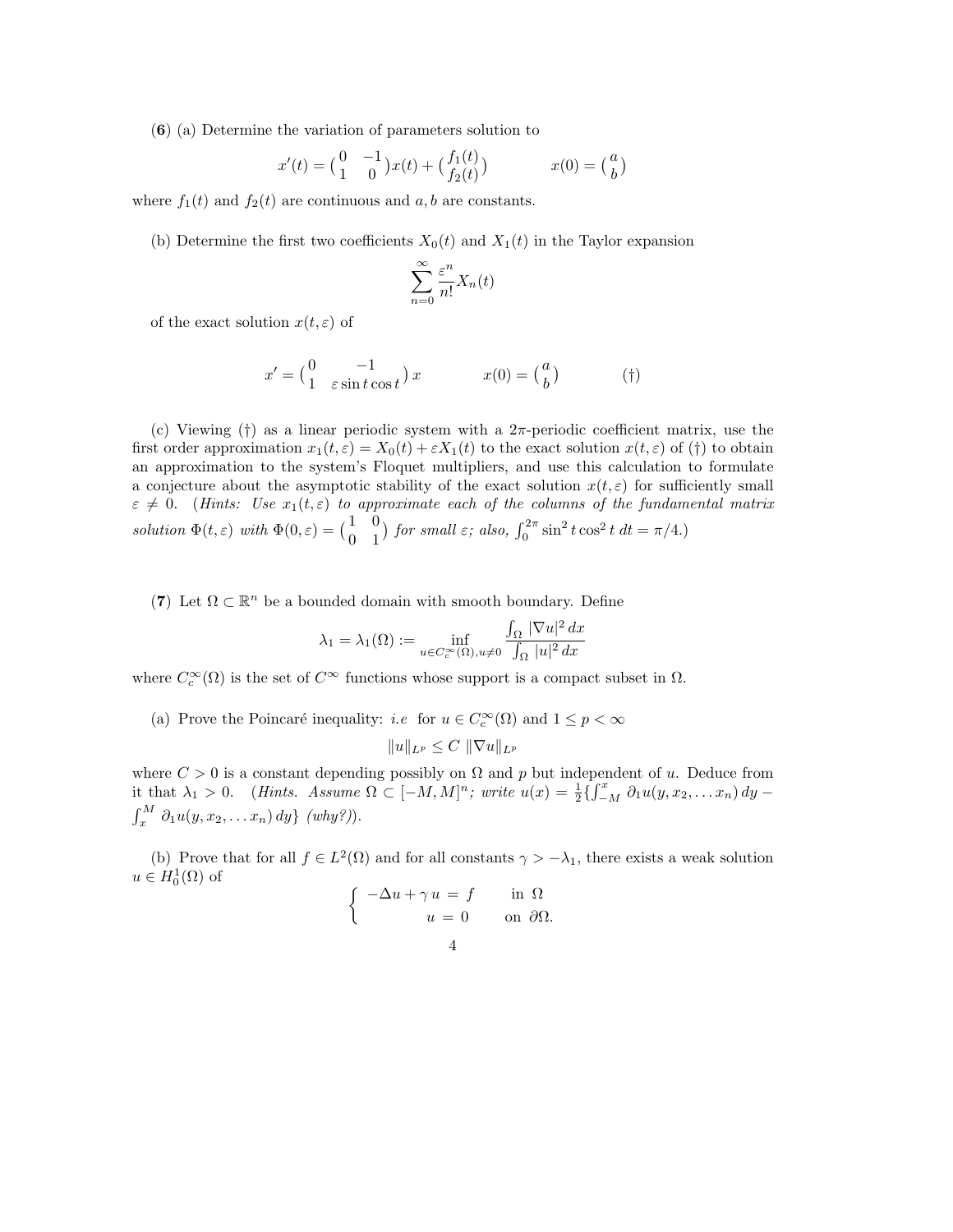(**6**) (a) Determine the variation of parameters solution to

$$x'(t) = \begin{pmatrix} 0 & -1 \\ 1 & 0 \end{pmatrix} x(t) + \begin{pmatrix} f_1(t) \\ f_2(t) \end{pmatrix} \qquad\qquad x(0) = \begin{pmatrix} a \\ b \end{pmatrix}$$

where $f_1(t)$ and $f_2(t)$ are continuous and $a, b$ are constants.

(b) Determine the first two coefficients $X_0(t)$ and $X_1(t)$ in the Taylor expansion

$$\sum_{n=0}^{\infty} \frac{\varepsilon^n}{n!} X_n(t)$$

of the exact solution $x(t, \varepsilon)$ of

$$x' = \begin{pmatrix} 0 & -1 \\ 1 & \varepsilon \sin t \cos t \end{pmatrix} x \qquad\qquad x(0) = \begin{pmatrix} a \\ b \end{pmatrix} \qquad\qquad (\dagger)$$

(c) Viewing ($\dagger$) as a linear periodic system with a $2\pi$-periodic coefficient matrix, use the first order approximation $x_1(t, \varepsilon) = X_0(t) + \varepsilon X_1(t)$ to the exact solution $x(t, \varepsilon)$ of ($\dagger$) to obtain an approximation to the system's Floquet multipliers, and use this calculation to formulate a conjecture about the asymptotic stability of the exact solution $x(t, \varepsilon)$ for sufficiently small $\varepsilon \neq 0$. (*Hints: Use $x_1(t, \varepsilon)$ to approximate each of the columns of the fundamental matrix solution $\Phi(t, \varepsilon)$ with $\Phi(0, \varepsilon) = \begin{pmatrix} 1 & 0 \\ 0 & 1 \end{pmatrix}$ for small $\varepsilon$; also, $\int_0^{2\pi} \sin^2 t \cos^2 t \, dt = \pi/4$.*)

(**7**) Let $\Omega \subset \mathbb{R}^n$ be a bounded domain with smooth boundary. Define

$$\lambda_1 = \lambda_1(\Omega) := \inf_{u \in C_c^\infty(\Omega), u \neq 0} \frac{\int_\Omega |\nabla u|^2 \, dx}{\int_\Omega |u|^2 \, dx}$$

where $C_c^\infty(\Omega)$ is the set of $C^\infty$ functions whose support is a compact subset in $\Omega$.

(a) Prove the Poincaré inequality: *i.e* for $u \in C_c^\infty(\Omega)$ and $1 \leq p < \infty$

$$\|u\|_{L^p} \leq C \, \|\nabla u\|_{L^p}$$

where $C > 0$ is a constant depending possibly on $\Omega$ and $p$ but independent of $u$. Deduce from it that $\lambda_1 > 0$. (*Hints. Assume $\Omega \subset [-M, M]^n$; write $u(x) = \frac{1}{2}\{\int_{-M}^{x} \partial_1 u(y, x_2, \ldots x_n) \, dy - \int_x^M \partial_1 u(y, x_2, \ldots x_n) \, dy\}$ (why?).*)

(b) Prove that for all $f \in L^2(\Omega)$ and for all constants $\gamma > -\lambda_1$, there exists a weak solution $u \in H_0^1(\Omega)$ of

$$\begin{cases} -\Delta u + \gamma \, u = f & \text{in } \Omega \\ \qquad\quad u = 0 & \text{on } \partial\Omega. \end{cases}$$